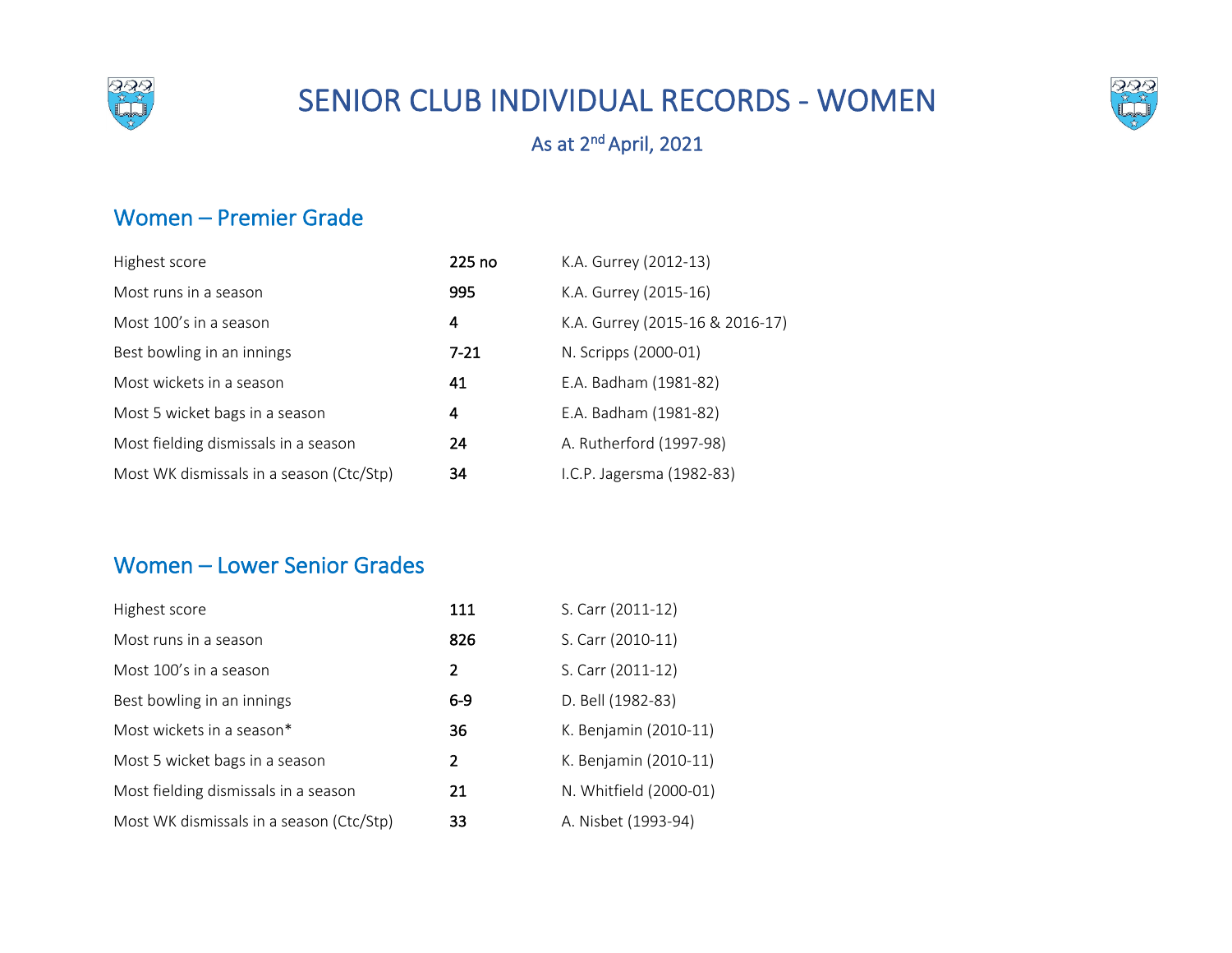# SENIOR CLUB INDIVIDUAL RECORDS - WOMEN

As at 2nd April, 2021

## Women – Premier Grade

| | | |
|---|---|---|
| Highest score | **225 no** | K.A. Gurrey (2012-13) |
| Most runs in a season | **995** | K.A. Gurrey (2015-16) |
| Most 100's in a season | **4** | K.A. Gurrey (2015-16 & 2016-17) |
| Best bowling in an innings | **7-21** | N. Scripps (2000-01) |
| Most wickets in a season | **41** | E.A. Badham (1981-82) |
| Most 5 wicket bags in a season | **4** | E.A. Badham (1981-82) |
| Most fielding dismissals in a season | **24** | A. Rutherford (1997-98) |
| Most WK dismissals in a season (Ctc/Stp) | **34** | I.C.P. Jagersma (1982-83) |

## Women – Lower Senior Grades

| | | |
|---|---|---|
| Highest score | **111** | S. Carr (2011-12) |
| Most runs in a season | **826** | S. Carr (2010-11) |
| Most 100's in a season | **2** | S. Carr (2011-12) |
| Best bowling in an innings | **6-9** | D. Bell (1982-83) |
| Most wickets in a season* | **36** | K. Benjamin (2010-11) |
| Most 5 wicket bags in a season | **2** | K. Benjamin (2010-11) |
| Most fielding dismissals in a season | **21** | N. Whitfield (2000-01) |
| Most WK dismissals in a season (Ctc/Stp) | **33** | A. Nisbet (1993-94) |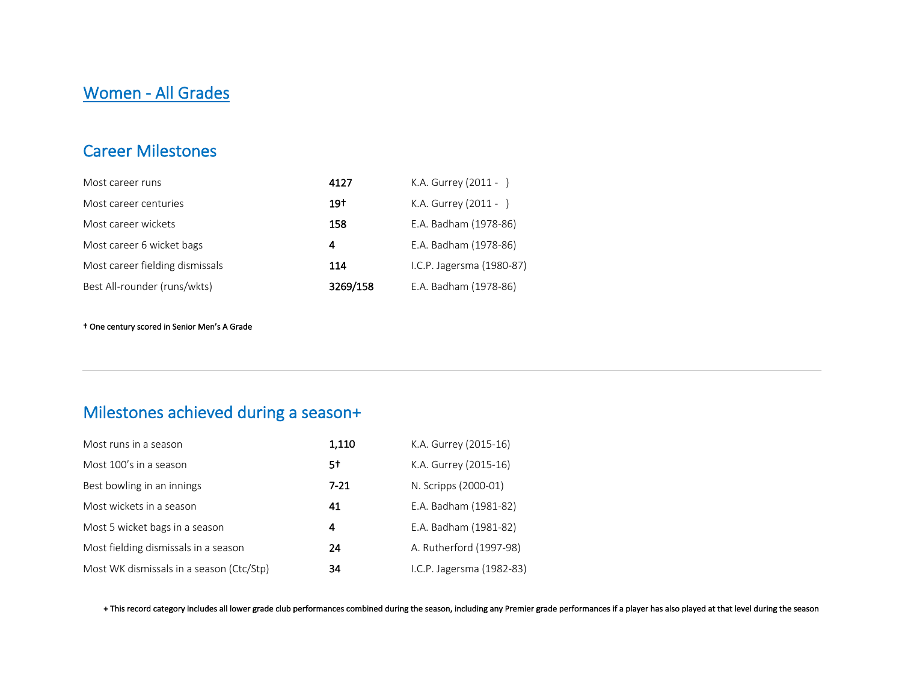## Women - All Grades

### Career Milestones

| | | |
|---|---|---|
| Most career runs | **4127** | K.A. Gurrey (2011 - ) |
| Most career centuries | **19†** | K.A. Gurrey (2011 - ) |
| Most career wickets | **158** | E.A. Badham (1978-86) |
| Most career 6 wicket bags | **4** | E.A. Badham (1978-86) |
| Most career fielding dismissals | **114** | I.C.P. Jagersma (1980-87) |
| Best All-rounder (runs/wkts) | **3269/158** | E.A. Badham (1978-86) |

**† One century scored in Senior Men's A Grade**

---

### Milestones achieved during a season+

| | | |
|---|---|---|
| Most runs in a season | **1,110** | K.A. Gurrey (2015-16) |
| Most 100's in a season | **5†** | K.A. Gurrey (2015-16) |
| Best bowling in an innings | **7-21** | N. Scripps (2000-01) |
| Most wickets in a season | **41** | E.A. Badham (1981-82) |
| Most 5 wicket bags in a season | **4** | E.A. Badham (1981-82) |
| Most fielding dismissals in a season | **24** | A. Rutherford (1997-98) |
| Most WK dismissals in a season (Ctc/Stp) | **34** | I.C.P. Jagersma (1982-83) |

+ This record category includes all lower grade club performances combined during the season, including any Premier grade performances if a player has also played at that level during the season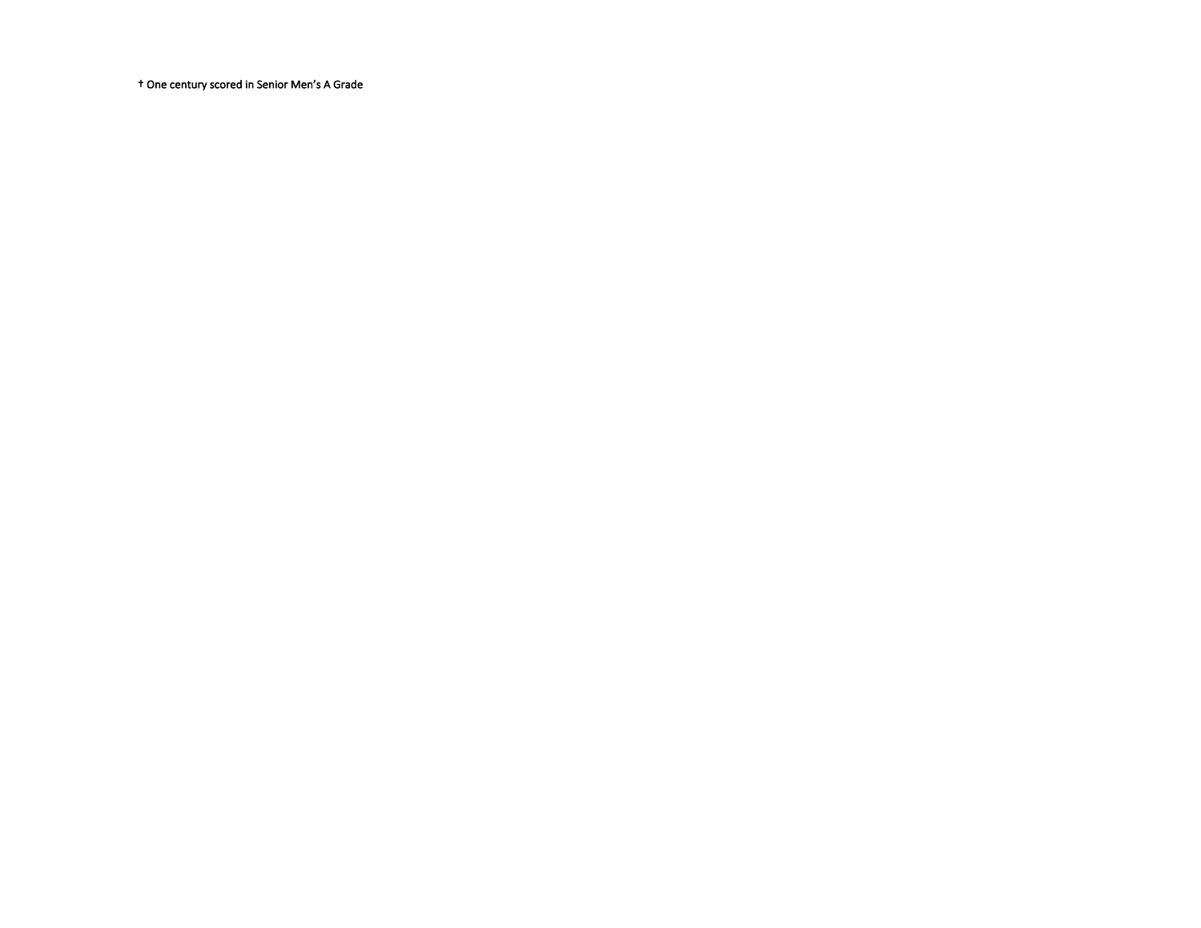† One century scored in Senior Men's A Grade